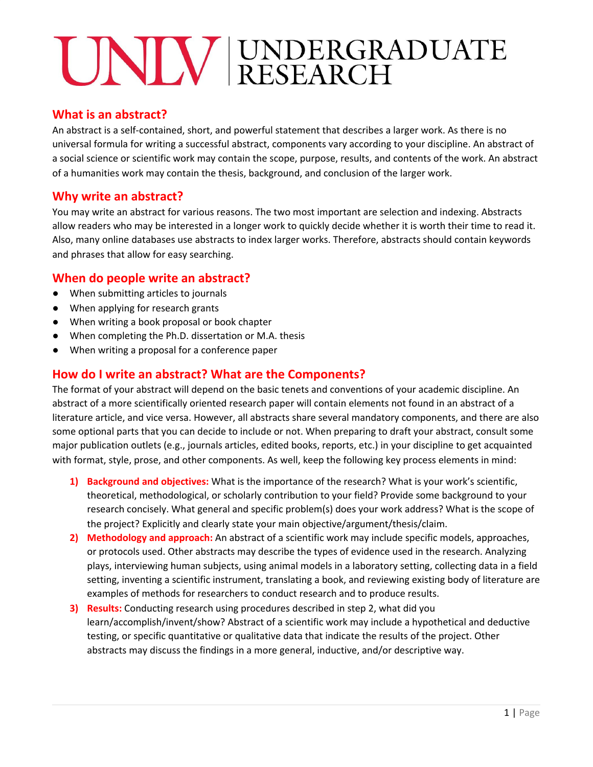# UNLV | UNDERGRADUATE RESEARCH

## What is an abstract?

An abstract is a self-contained, short, and powerful statement that describes a larger work. As there is no universal formula for writing a successful abstract, components vary according to your discipline. An abstract of a social science or scientific work may contain the scope, purpose, results, and contents of the work. An abstract of a humanities work may contain the thesis, background, and conclusion of the larger work.

## Why write an abstract?

You may write an abstract for various reasons. The two most important are selection and indexing. Abstracts allow readers who may be interested in a longer work to quickly decide whether it is worth their time to read it. Also, many online databases use abstracts to index larger works. Therefore, abstracts should contain keywords and phrases that allow for easy searching.

## When do people write an abstract?

- When submitting articles to journals
- When applying for research grants
- When writing a book proposal or book chapter
- When completing the Ph.D. dissertation or M.A. thesis
- When writing a proposal for a conference paper

## How do I write an abstract? What are the Components?

The format of your abstract will depend on the basic tenets and conventions of your academic discipline. An abstract of a more scientifically oriented research paper will contain elements not found in an abstract of a literature article, and vice versa. However, all abstracts share several mandatory components, and there are also some optional parts that you can decide to include or not. When preparing to draft your abstract, consult some major publication outlets (e.g., journals articles, edited books, reports, etc.) in your discipline to get acquainted with format, style, prose, and other components. As well, keep the following key process elements in mind:

1) **Background and objectives:** What is the importance of the research? What is your work's scientific, theoretical, methodological, or scholarly contribution to your field? Provide some background to your research concisely. What general and specific problem(s) does your work address? What is the scope of the project? Explicitly and clearly state your main objective/argument/thesis/claim.
2) **Methodology and approach:** An abstract of a scientific work may include specific models, approaches, or protocols used. Other abstracts may describe the types of evidence used in the research. Analyzing plays, interviewing human subjects, using animal models in a laboratory setting, collecting data in a field setting, inventing a scientific instrument, translating a book, and reviewing existing body of literature are examples of methods for researchers to conduct research and to produce results.
3) **Results:** Conducting research using procedures described in step 2, what did you learn/accomplish/invent/show? Abstract of a scientific work may include a hypothetical and deductive testing, or specific quantitative or qualitative data that indicate the results of the project. Other abstracts may discuss the findings in a more general, inductive, and/or descriptive way.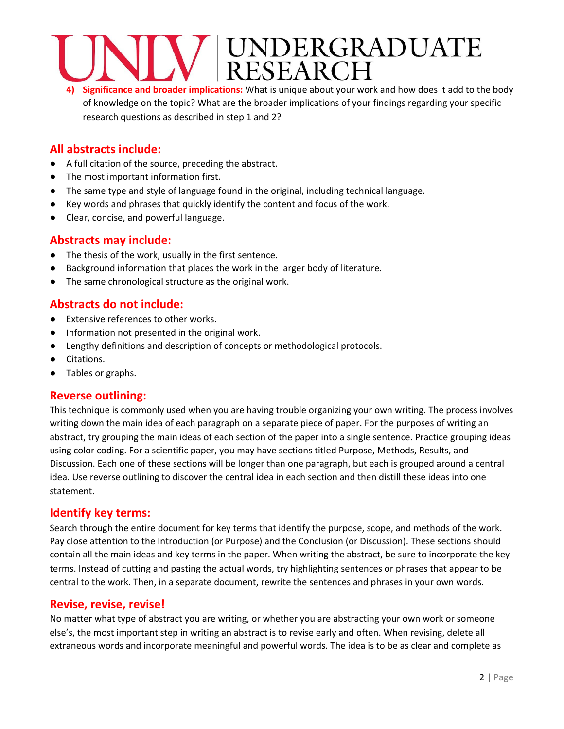4) **Significance and broader implications:** What is unique about your work and how does it add to the body of knowledge on the topic? What are the broader implications of your findings regarding your specific research questions as described in step 1 and 2?

## All abstracts include:

- A full citation of the source, preceding the abstract.
- The most important information first.
- The same type and style of language found in the original, including technical language.
- Key words and phrases that quickly identify the content and focus of the work.
- Clear, concise, and powerful language.

## Abstracts may include:

- The thesis of the work, usually in the first sentence.
- Background information that places the work in the larger body of literature.
- The same chronological structure as the original work.

## Abstracts do not include:

- Extensive references to other works.
- Information not presented in the original work.
- Lengthy definitions and description of concepts or methodological protocols.
- Citations.
- Tables or graphs.

## Reverse outlining:

This technique is commonly used when you are having trouble organizing your own writing. The process involves writing down the main idea of each paragraph on a separate piece of paper. For the purposes of writing an abstract, try grouping the main ideas of each section of the paper into a single sentence. Practice grouping ideas using color coding. For a scientific paper, you may have sections titled Purpose, Methods, Results, and Discussion. Each one of these sections will be longer than one paragraph, but each is grouped around a central idea. Use reverse outlining to discover the central idea in each section and then distill these ideas into one statement.

## Identify key terms:

Search through the entire document for key terms that identify the purpose, scope, and methods of the work. Pay close attention to the Introduction (or Purpose) and the Conclusion (or Discussion). These sections should contain all the main ideas and key terms in the paper. When writing the abstract, be sure to incorporate the key terms. Instead of cutting and pasting the actual words, try highlighting sentences or phrases that appear to be central to the work. Then, in a separate document, rewrite the sentences and phrases in your own words.

## Revise, revise, revise!

No matter what type of abstract you are writing, or whether you are abstracting your own work or someone else's, the most important step in writing an abstract is to revise early and often. When revising, delete all extraneous words and incorporate meaningful and powerful words. The idea is to be as clear and complete as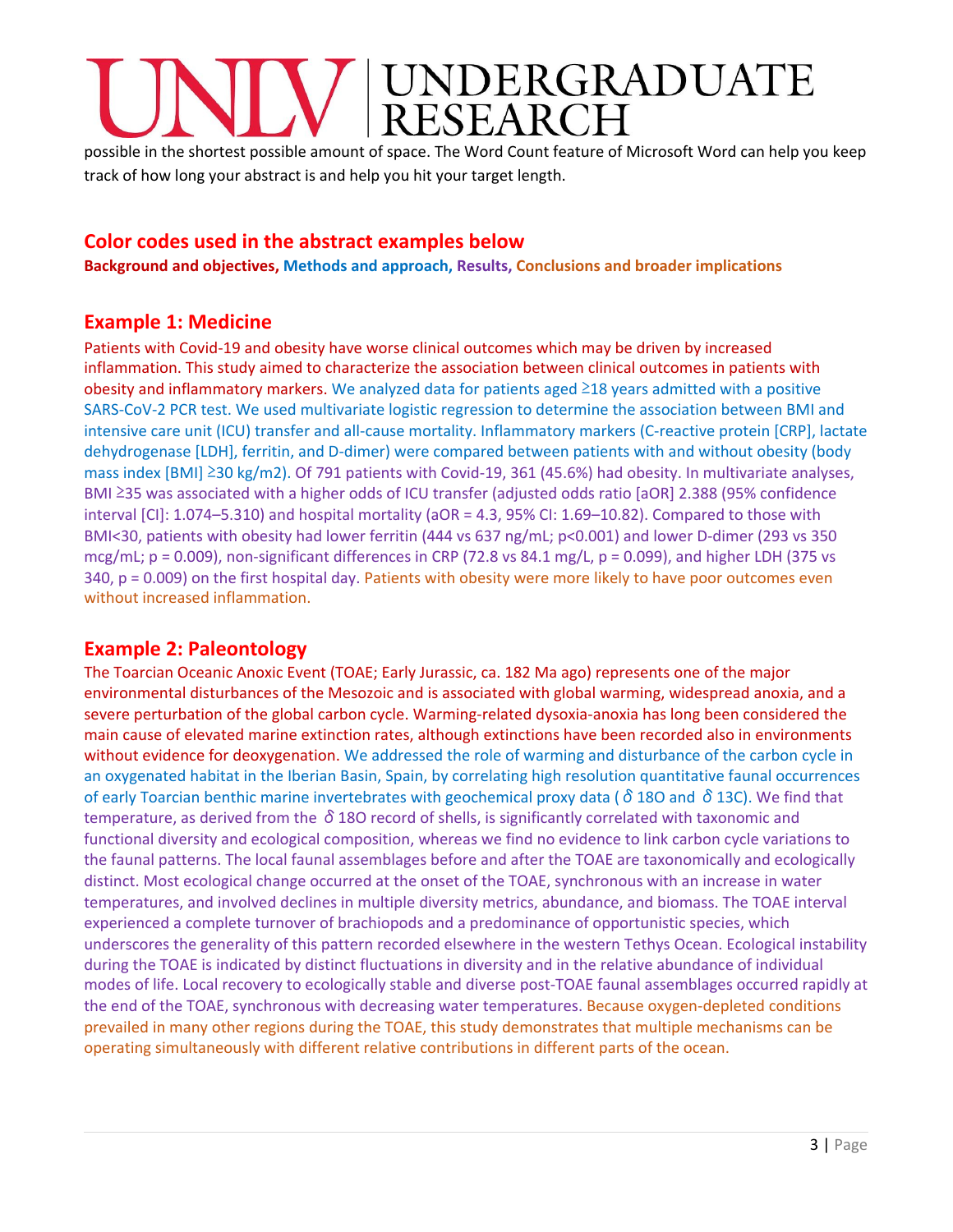possible in the shortest possible amount of space. The Word Count feature of Microsoft Word can help you keep track of how long your abstract is and help you hit your target length.

## Color codes used in the abstract examples below

**Background and objectives, Methods and approach, Results, Conclusions and broader implications**

## Example 1: Medicine

Patients with Covid-19 and obesity have worse clinical outcomes which may be driven by increased inflammation. This study aimed to characterize the association between clinical outcomes in patients with obesity and inflammatory markers. We analyzed data for patients aged ≥18 years admitted with a positive SARS-CoV-2 PCR test. We used multivariate logistic regression to determine the association between BMI and intensive care unit (ICU) transfer and all-cause mortality. Inflammatory markers (C-reactive protein [CRP], lactate dehydrogenase [LDH], ferritin, and D-dimer) were compared between patients with and without obesity (body mass index [BMI] ≥30 kg/m2). Of 791 patients with Covid-19, 361 (45.6%) had obesity. In multivariate analyses, BMI ≥35 was associated with a higher odds of ICU transfer (adjusted odds ratio [aOR] 2.388 (95% confidence interval [CI]: 1.074–5.310) and hospital mortality (aOR = 4.3, 95% CI: 1.69–10.82). Compared to those with BMI<30, patients with obesity had lower ferritin (444 vs 637 ng/mL; p<0.001) and lower D-dimer (293 vs 350 mcg/mL; p = 0.009), non-significant differences in CRP (72.8 vs 84.1 mg/L, p = 0.099), and higher LDH (375 vs 340, p = 0.009) on the first hospital day. Patients with obesity were more likely to have poor outcomes even without increased inflammation.

## Example 2: Paleontology

The Toarcian Oceanic Anoxic Event (TOAE; Early Jurassic, ca. 182 Ma ago) represents one of the major environmental disturbances of the Mesozoic and is associated with global warming, widespread anoxia, and a severe perturbation of the global carbon cycle. Warming-related dysoxia-anoxia has long been considered the main cause of elevated marine extinction rates, although extinctions have been recorded also in environments without evidence for deoxygenation. We addressed the role of warming and disturbance of the carbon cycle in an oxygenated habitat in the Iberian Basin, Spain, by correlating high resolution quantitative faunal occurrences of early Toarcian benthic marine invertebrates with geochemical proxy data ($\delta^{18}O$ and $\delta^{13}C$). We find that temperature, as derived from the $\delta^{18}O$ record of shells, is significantly correlated with taxonomic and functional diversity and ecological composition, whereas we find no evidence to link carbon cycle variations to the faunal patterns. The local faunal assemblages before and after the TOAE are taxonomically and ecologically distinct. Most ecological change occurred at the onset of the TOAE, synchronous with an increase in water temperatures, and involved declines in multiple diversity metrics, abundance, and biomass. The TOAE interval experienced a complete turnover of brachiopods and a predominance of opportunistic species, which underscores the generality of this pattern recorded elsewhere in the western Tethys Ocean. Ecological instability during the TOAE is indicated by distinct fluctuations in diversity and in the relative abundance of individual modes of life. Local recovery to ecologically stable and diverse post-TOAE faunal assemblages occurred rapidly at the end of the TOAE, synchronous with decreasing water temperatures. Because oxygen-depleted conditions prevailed in many other regions during the TOAE, this study demonstrates that multiple mechanisms can be operating simultaneously with different relative contributions in different parts of the ocean.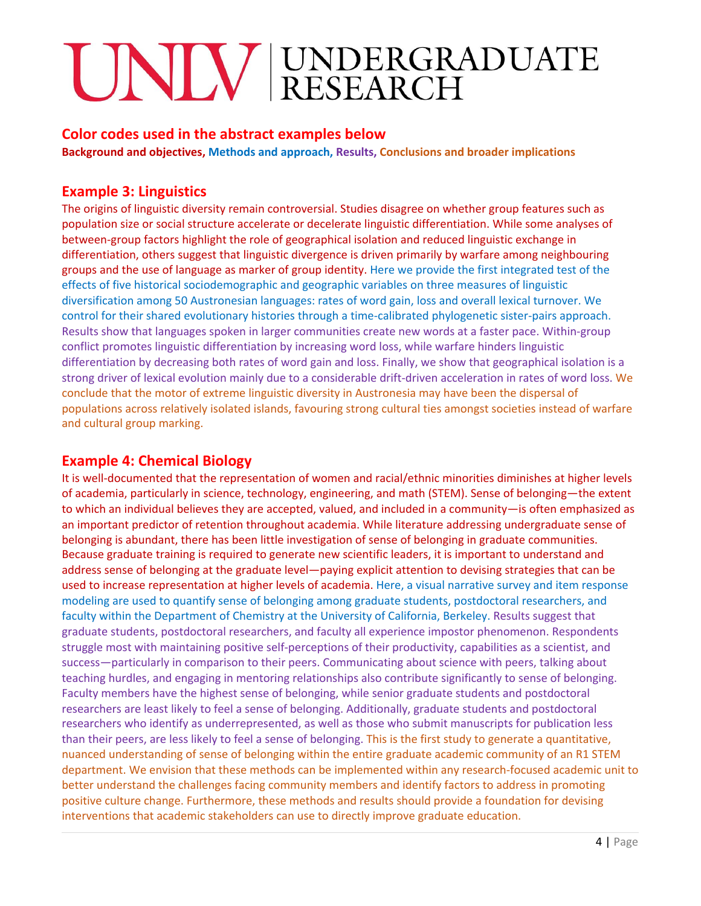# UNLV | UNDERGRADUATE RESEARCH

## Color codes used in the abstract examples below

**Background and objectives, Methods and approach, Results, Conclusions and broader implications**

## Example 3: Linguistics

The origins of linguistic diversity remain controversial. Studies disagree on whether group features such as population size or social structure accelerate or decelerate linguistic differentiation. While some analyses of between-group factors highlight the role of geographical isolation and reduced linguistic exchange in differentiation, others suggest that linguistic divergence is driven primarily by warfare among neighbouring groups and the use of language as marker of group identity. Here we provide the first integrated test of the effects of five historical sociodemographic and geographic variables on three measures of linguistic diversification among 50 Austronesian languages: rates of word gain, loss and overall lexical turnover. We control for their shared evolutionary histories through a time-calibrated phylogenetic sister-pairs approach. Results show that languages spoken in larger communities create new words at a faster pace. Within-group conflict promotes linguistic differentiation by increasing word loss, while warfare hinders linguistic differentiation by decreasing both rates of word gain and loss. Finally, we show that geographical isolation is a strong driver of lexical evolution mainly due to a considerable drift-driven acceleration in rates of word loss. We conclude that the motor of extreme linguistic diversity in Austronesia may have been the dispersal of populations across relatively isolated islands, favouring strong cultural ties amongst societies instead of warfare and cultural group marking.

## Example 4: Chemical Biology

It is well-documented that the representation of women and racial/ethnic minorities diminishes at higher levels of academia, particularly in science, technology, engineering, and math (STEM). Sense of belonging—the extent to which an individual believes they are accepted, valued, and included in a community—is often emphasized as an important predictor of retention throughout academia. While literature addressing undergraduate sense of belonging is abundant, there has been little investigation of sense of belonging in graduate communities. Because graduate training is required to generate new scientific leaders, it is important to understand and address sense of belonging at the graduate level—paying explicit attention to devising strategies that can be used to increase representation at higher levels of academia. Here, a visual narrative survey and item response modeling are used to quantify sense of belonging among graduate students, postdoctoral researchers, and faculty within the Department of Chemistry at the University of California, Berkeley. Results suggest that graduate students, postdoctoral researchers, and faculty all experience impostor phenomenon. Respondents struggle most with maintaining positive self-perceptions of their productivity, capabilities as a scientist, and success—particularly in comparison to their peers. Communicating about science with peers, talking about teaching hurdles, and engaging in mentoring relationships also contribute significantly to sense of belonging. Faculty members have the highest sense of belonging, while senior graduate students and postdoctoral researchers are least likely to feel a sense of belonging. Additionally, graduate students and postdoctoral researchers who identify as underrepresented, as well as those who submit manuscripts for publication less than their peers, are less likely to feel a sense of belonging. This is the first study to generate a quantitative, nuanced understanding of sense of belonging within the entire graduate academic community of an R1 STEM department. We envision that these methods can be implemented within any research-focused academic unit to better understand the challenges facing community members and identify factors to address in promoting positive culture change. Furthermore, these methods and results should provide a foundation for devising interventions that academic stakeholders can use to directly improve graduate education.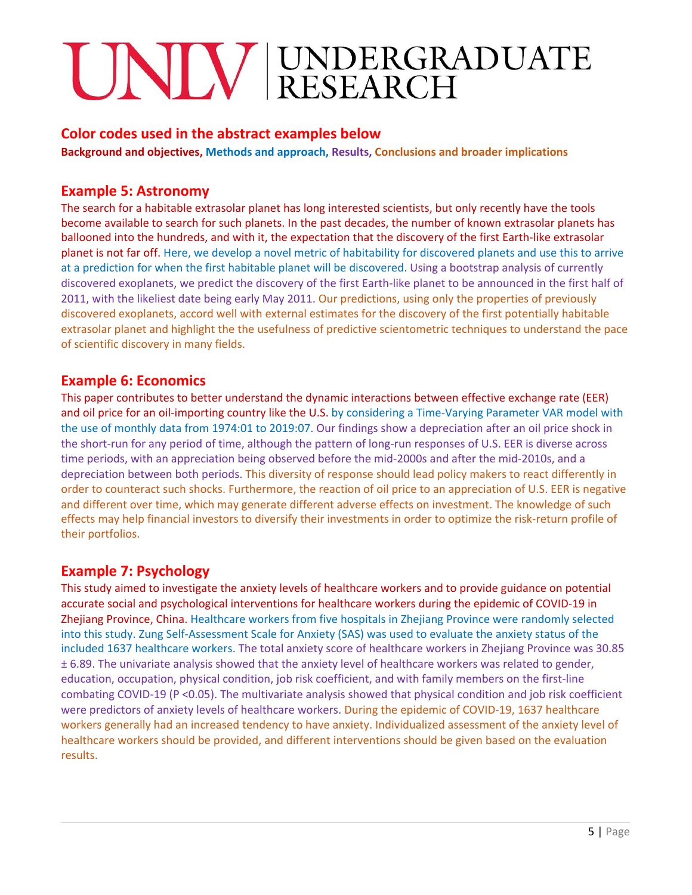# UNLV | UNDERGRADUATE RESEARCH

## Color codes used in the abstract examples below

**Background and objectives, Methods and approach, Results, Conclusions and broader implications**

## Example 5: Astronomy

The search for a habitable extrasolar planet has long interested scientists, but only recently have the tools become available to search for such planets. In the past decades, the number of known extrasolar planets has ballooned into the hundreds, and with it, the expectation that the discovery of the first Earth-like extrasolar planet is not far off. Here, we develop a novel metric of habitability for discovered planets and use this to arrive at a prediction for when the first habitable planet will be discovered. Using a bootstrap analysis of currently discovered exoplanets, we predict the discovery of the first Earth-like planet to be announced in the first half of 2011, with the likeliest date being early May 2011. Our predictions, using only the properties of previously discovered exoplanets, accord well with external estimates for the discovery of the first potentially habitable extrasolar planet and highlight the the usefulness of predictive scientometric techniques to understand the pace of scientific discovery in many fields.

## Example 6: Economics

This paper contributes to better understand the dynamic interactions between effective exchange rate (EER) and oil price for an oil-importing country like the U.S. by considering a Time-Varying Parameter VAR model with the use of monthly data from 1974:01 to 2019:07. Our findings show a depreciation after an oil price shock in the short-run for any period of time, although the pattern of long-run responses of U.S. EER is diverse across time periods, with an appreciation being observed before the mid-2000s and after the mid-2010s, and a depreciation between both periods. This diversity of response should lead policy makers to react differently in order to counteract such shocks. Furthermore, the reaction of oil price to an appreciation of U.S. EER is negative and different over time, which may generate different adverse effects on investment. The knowledge of such effects may help financial investors to diversify their investments in order to optimize the risk-return profile of their portfolios.

## Example 7: Psychology

This study aimed to investigate the anxiety levels of healthcare workers and to provide guidance on potential accurate social and psychological interventions for healthcare workers during the epidemic of COVID-19 in Zhejiang Province, China. Healthcare workers from five hospitals in Zhejiang Province were randomly selected into this study. Zung Self-Assessment Scale for Anxiety (SAS) was used to evaluate the anxiety status of the included 1637 healthcare workers. The total anxiety score of healthcare workers in Zhejiang Province was 30.85 ± 6.89. The univariate analysis showed that the anxiety level of healthcare workers was related to gender, education, occupation, physical condition, job risk coefficient, and with family members on the first-line combating COVID-19 ($P < 0.05$). The multivariate analysis showed that physical condition and job risk coefficient were predictors of anxiety levels of healthcare workers. During the epidemic of COVID-19, 1637 healthcare workers generally had an increased tendency to have anxiety. Individualized assessment of the anxiety level of healthcare workers should be provided, and different interventions should be given based on the evaluation results.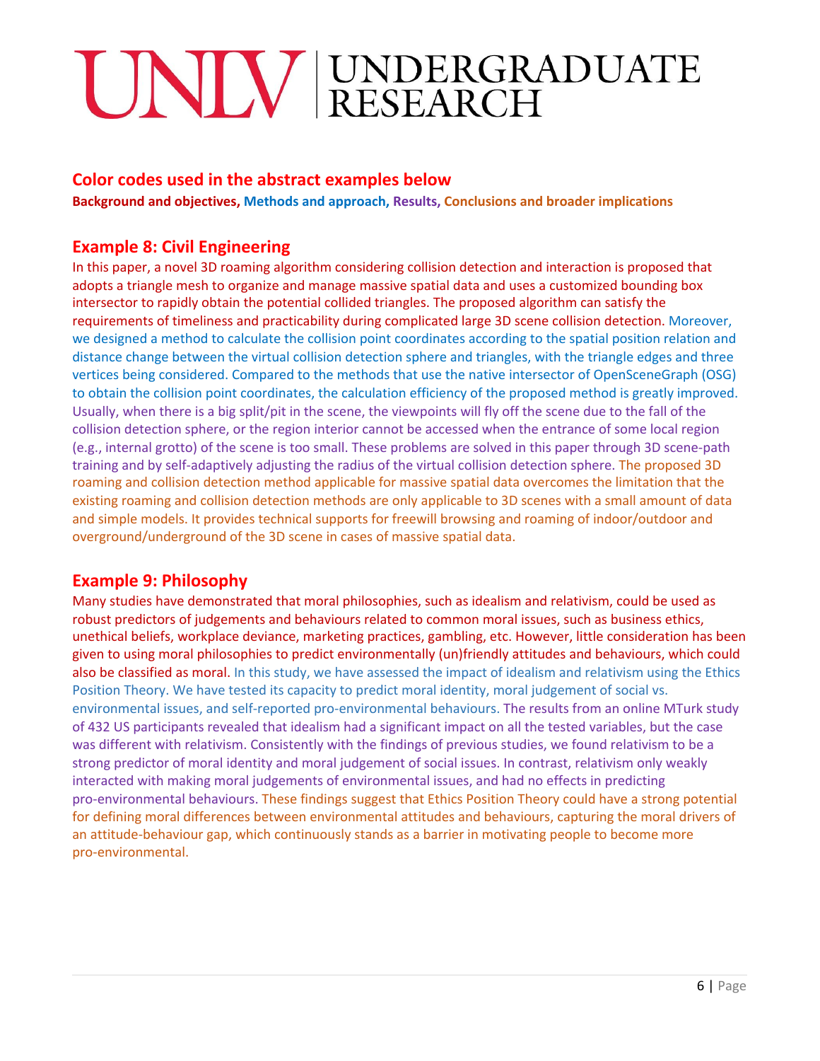## Color codes used in the abstract examples below

**Background and objectives, Methods and approach, Results, Conclusions and broader implications**

## Example 8: Civil Engineering

In this paper, a novel 3D roaming algorithm considering collision detection and interaction is proposed that adopts a triangle mesh to organize and manage massive spatial data and uses a customized bounding box intersector to rapidly obtain the potential collided triangles. The proposed algorithm can satisfy the requirements of timeliness and practicability during complicated large 3D scene collision detection. Moreover, we designed a method to calculate the collision point coordinates according to the spatial position relation and distance change between the virtual collision detection sphere and triangles, with the triangle edges and three vertices being considered. Compared to the methods that use the native intersector of OpenSceneGraph (OSG) to obtain the collision point coordinates, the calculation efficiency of the proposed method is greatly improved. Usually, when there is a big split/pit in the scene, the viewpoints will fly off the scene due to the fall of the collision detection sphere, or the region interior cannot be accessed when the entrance of some local region (e.g., internal grotto) of the scene is too small. These problems are solved in this paper through 3D scene-path training and by self-adaptively adjusting the radius of the virtual collision detection sphere. The proposed 3D roaming and collision detection method applicable for massive spatial data overcomes the limitation that the existing roaming and collision detection methods are only applicable to 3D scenes with a small amount of data and simple models. It provides technical supports for freewill browsing and roaming of indoor/outdoor and overground/underground of the 3D scene in cases of massive spatial data.

## Example 9: Philosophy

Many studies have demonstrated that moral philosophies, such as idealism and relativism, could be used as robust predictors of judgements and behaviours related to common moral issues, such as business ethics, unethical beliefs, workplace deviance, marketing practices, gambling, etc. However, little consideration has been given to using moral philosophies to predict environmentally (un)friendly attitudes and behaviours, which could also be classified as moral. In this study, we have assessed the impact of idealism and relativism using the Ethics Position Theory. We have tested its capacity to predict moral identity, moral judgement of social vs. environmental issues, and self-reported pro-environmental behaviours. The results from an online MTurk study of 432 US participants revealed that idealism had a significant impact on all the tested variables, but the case was different with relativism. Consistently with the findings of previous studies, we found relativism to be a strong predictor of moral identity and moral judgement of social issues. In contrast, relativism only weakly interacted with making moral judgements of environmental issues, and had no effects in predicting pro-environmental behaviours. These findings suggest that Ethics Position Theory could have a strong potential for defining moral differences between environmental attitudes and behaviours, capturing the moral drivers of an attitude-behaviour gap, which continuously stands as a barrier in motivating people to become more pro-environmental.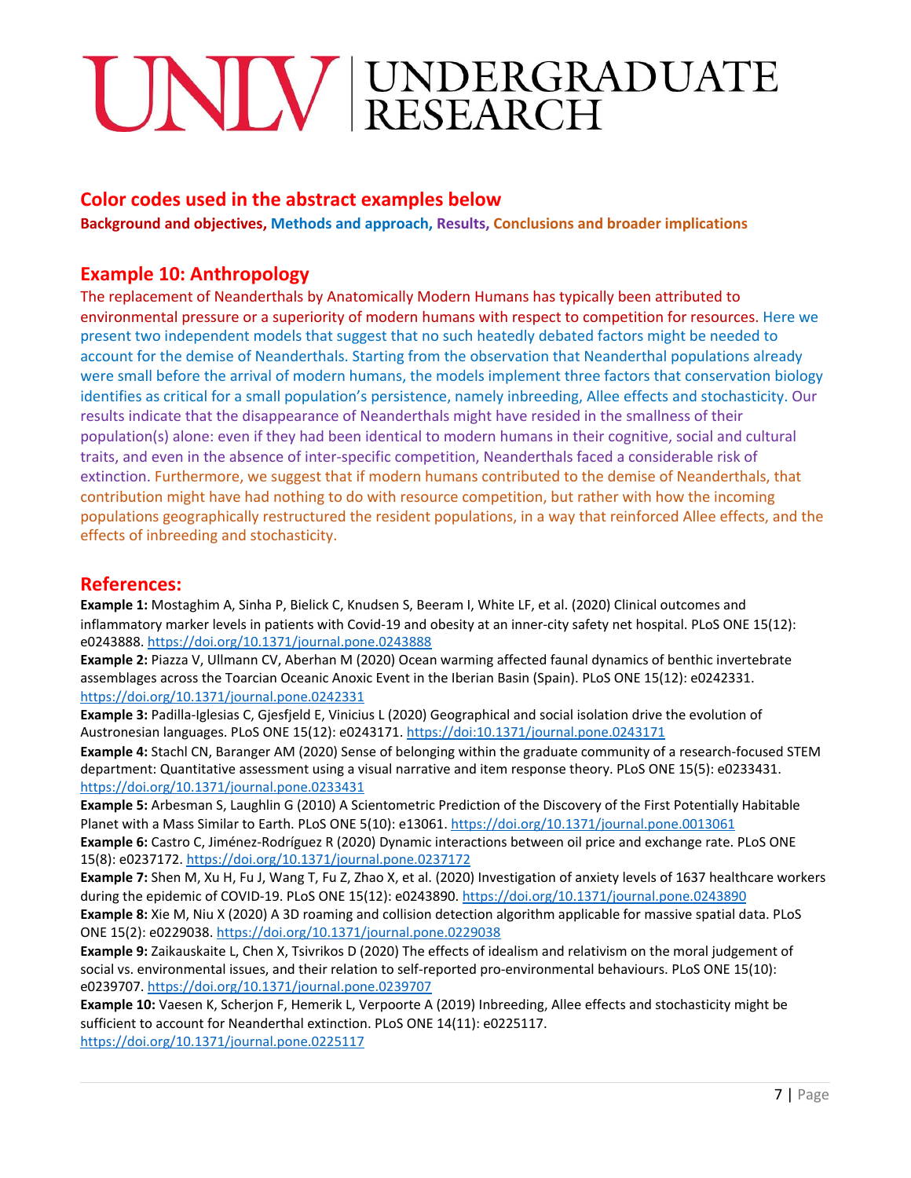## Color codes used in the abstract examples below

**Background and objectives, Methods and approach, Results, Conclusions and broader implications**

## Example 10: Anthropology

The replacement of Neanderthals by Anatomically Modern Humans has typically been attributed to environmental pressure or a superiority of modern humans with respect to competition for resources. Here we present two independent models that suggest that no such heatedly debated factors might be needed to account for the demise of Neanderthals. Starting from the observation that Neanderthal populations already were small before the arrival of modern humans, the models implement three factors that conservation biology identifies as critical for a small population's persistence, namely inbreeding, Allee effects and stochasticity. Our results indicate that the disappearance of Neanderthals might have resided in the smallness of their population(s) alone: even if they had been identical to modern humans in their cognitive, social and cultural traits, and even in the absence of inter-specific competition, Neanderthals faced a considerable risk of extinction. Furthermore, we suggest that if modern humans contributed to the demise of Neanderthals, that contribution might have had nothing to do with resource competition, but rather with how the incoming populations geographically restructured the resident populations, in a way that reinforced Allee effects, and the effects of inbreeding and stochasticity.

## References:

**Example 1:** Mostaghim A, Sinha P, Bielick C, Knudsen S, Beeram I, White LF, et al. (2020) Clinical outcomes and inflammatory marker levels in patients with Covid-19 and obesity at an inner-city safety net hospital. PLoS ONE 15(12): e0243888. https://doi.org/10.1371/journal.pone.0243888

**Example 2:** Piazza V, Ullmann CV, Aberhan M (2020) Ocean warming affected faunal dynamics of benthic invertebrate assemblages across the Toarcian Oceanic Anoxic Event in the Iberian Basin (Spain). PLoS ONE 15(12): e0242331. https://doi.org/10.1371/journal.pone.0242331

**Example 3:** Padilla-Iglesias C, Gjesfjeld E, Vinicius L (2020) Geographical and social isolation drive the evolution of Austronesian languages. PLoS ONE 15(12): e0243171. https://doi:10.1371/journal.pone.0243171

**Example 4:** Stachl CN, Baranger AM (2020) Sense of belonging within the graduate community of a research-focused STEM department: Quantitative assessment using a visual narrative and item response theory. PLoS ONE 15(5): e0233431. https://doi.org/10.1371/journal.pone.0233431

**Example 5:** Arbesman S, Laughlin G (2010) A Scientometric Prediction of the Discovery of the First Potentially Habitable Planet with a Mass Similar to Earth. PLoS ONE 5(10): e13061. https://doi.org/10.1371/journal.pone.0013061

**Example 6:** Castro C, Jiménez-Rodríguez R (2020) Dynamic interactions between oil price and exchange rate. PLoS ONE 15(8): e0237172. https://doi.org/10.1371/journal.pone.0237172

**Example 7:** Shen M, Xu H, Fu J, Wang T, Fu Z, Zhao X, et al. (2020) Investigation of anxiety levels of 1637 healthcare workers during the epidemic of COVID-19. PLoS ONE 15(12): e0243890. https://doi.org/10.1371/journal.pone.0243890

**Example 8:** Xie M, Niu X (2020) A 3D roaming and collision detection algorithm applicable for massive spatial data. PLoS ONE 15(2): e0229038. https://doi.org/10.1371/journal.pone.0229038

**Example 9:** Zaikauskaite L, Chen X, Tsivrikos D (2020) The effects of idealism and relativism on the moral judgement of social vs. environmental issues, and their relation to self-reported pro-environmental behaviours. PLoS ONE 15(10): e0239707. https://doi.org/10.1371/journal.pone.0239707

**Example 10:** Vaesen K, Scherjon F, Hemerik L, Verpoorte A (2019) Inbreeding, Allee effects and stochasticity might be sufficient to account for Neanderthal extinction. PLoS ONE 14(11): e0225117. https://doi.org/10.1371/journal.pone.0225117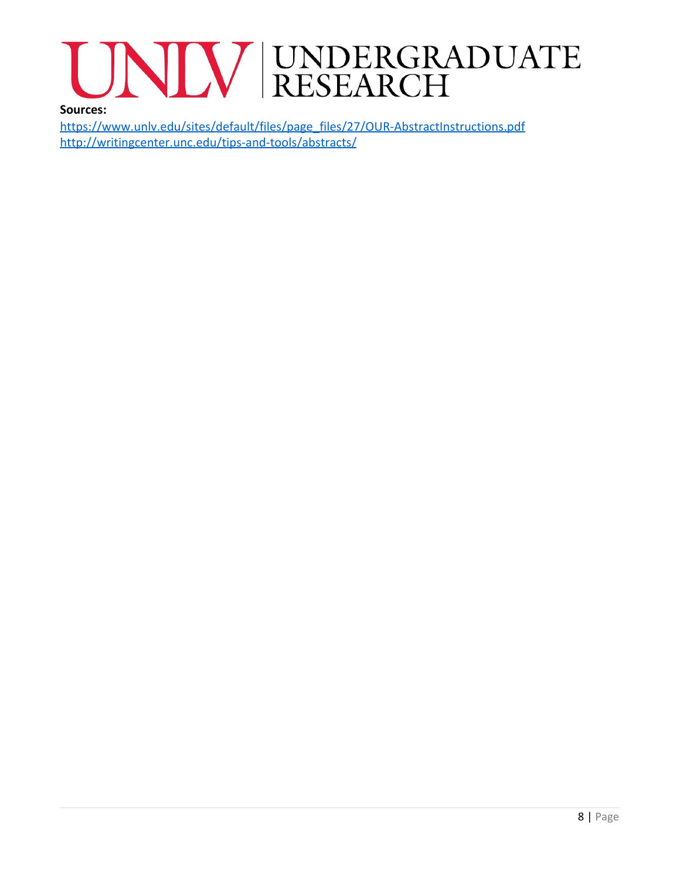**Sources:**

https://www.unlv.edu/sites/default/files/page_files/27/OUR-AbstractInstructions.pdf

http://writingcenter.unc.edu/tips-and-tools/abstracts/